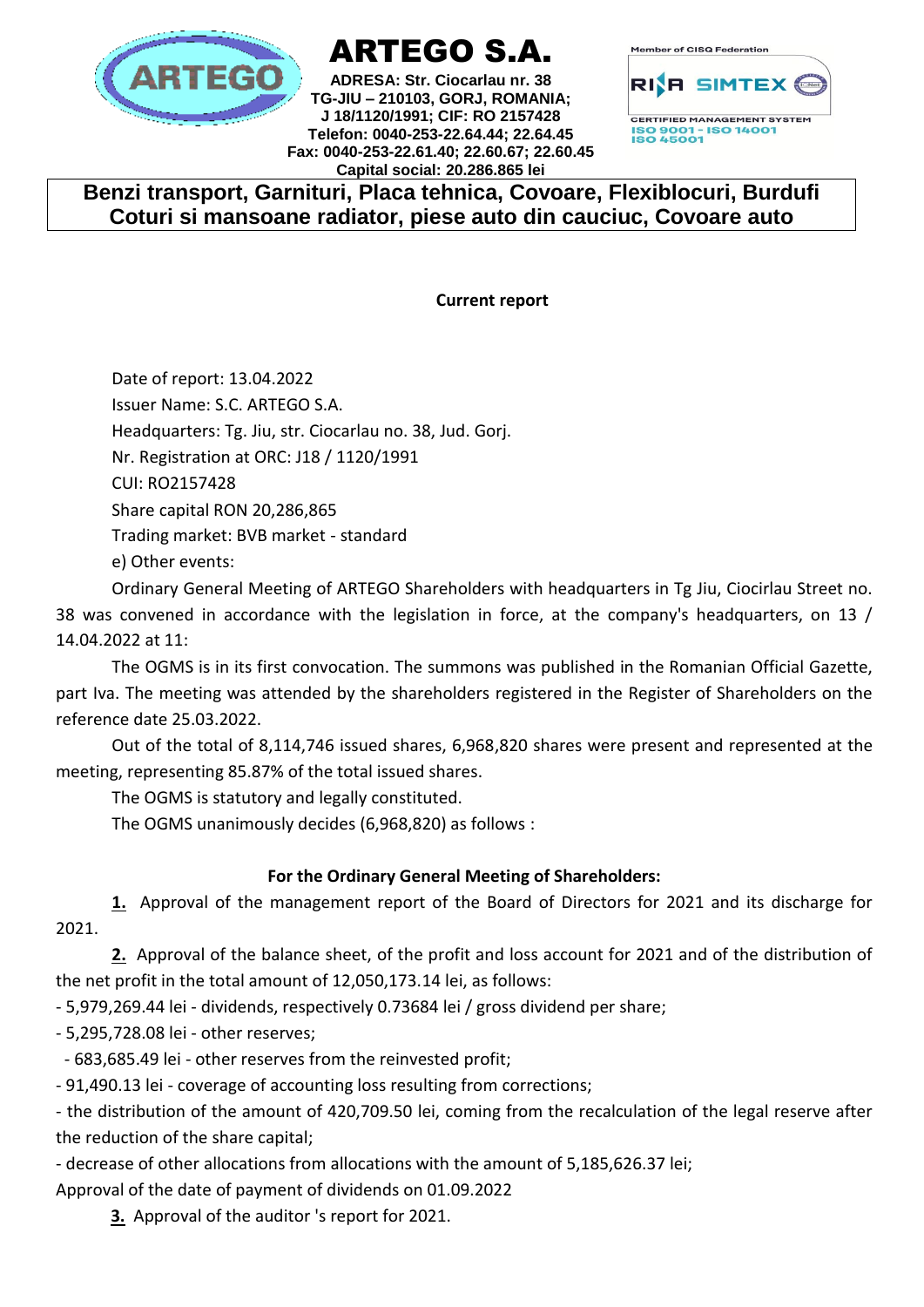# ARTEGO S.A.

**ADRESA: Str. Ciocarlau nr. 38**
**TG-JIU – 210103, GORJ, ROMANIA;**
**J 18/1120/1991; CIF: RO 2157428**
**Telefon: 0040-253-22.64.44; 22.64.45**
**Fax: 0040-253-22.61.40; 22.60.67; 22.60.45**
**Capital social: 20.286.865 lei**

Member of CISQ Federation
RINA SIMTEX
CERTIFIED MANAGEMENT SYSTEM
ISO 9001 - ISO 14001
ISO 45001

**Benzi transport, Garnituri, Placa tehnica, Covoare, Flexiblocuri, Burdufi Coturi si mansoane radiator, piese auto din cauciuc, Covoare auto**

**Current report**

Date of report: 13.04.2022
Issuer Name: S.C. ARTEGO S.A.
Headquarters: Tg. Jiu, str. Ciocarlau no. 38, Jud. Gorj.
Nr. Registration at ORC: J18 / 1120/1991
CUI: RO2157428
Share capital RON 20,286,865
Trading market: BVB market - standard
e) Other events:

Ordinary General Meeting of ARTEGO Shareholders with headquarters in Tg Jiu, Ciocirlau Street no. 38 was convened in accordance with the legislation in force, at the company's headquarters, on 13 / 14.04.2022 at 11:

The OGMS is in its first convocation. The summons was published in the Romanian Official Gazette, part Iva. The meeting was attended by the shareholders registered in the Register of Shareholders on the reference date 25.03.2022.

Out of the total of 8,114,746 issued shares, 6,968,820 shares were present and represented at the meeting, representing 85.87% of the total issued shares.

The OGMS is statutory and legally constituted.

The OGMS unanimously decides (6,968,820) as follows :

**For the Ordinary General Meeting of Shareholders:**

**1.** Approval of the management report of the Board of Directors for 2021 and its discharge for 2021.

**2.** Approval of the balance sheet, of the profit and loss account for 2021 and of the distribution of the net profit in the total amount of 12,050,173.14 lei, as follows:

- 5,979,269.44 lei - dividends, respectively 0.73684 lei / gross dividend per share;
- 5,295,728.08 lei - other reserves;
- 683,685.49 lei - other reserves from the reinvested profit;
- 91,490.13 lei - coverage of accounting loss resulting from corrections;
- the distribution of the amount of 420,709.50 lei, coming from the recalculation of the legal reserve after the reduction of the share capital;
- decrease of other allocations from allocations with the amount of 5,185,626.37 lei;

Approval of the date of payment of dividends on 01.09.2022

**3.** Approval of the auditor 's report for 2021.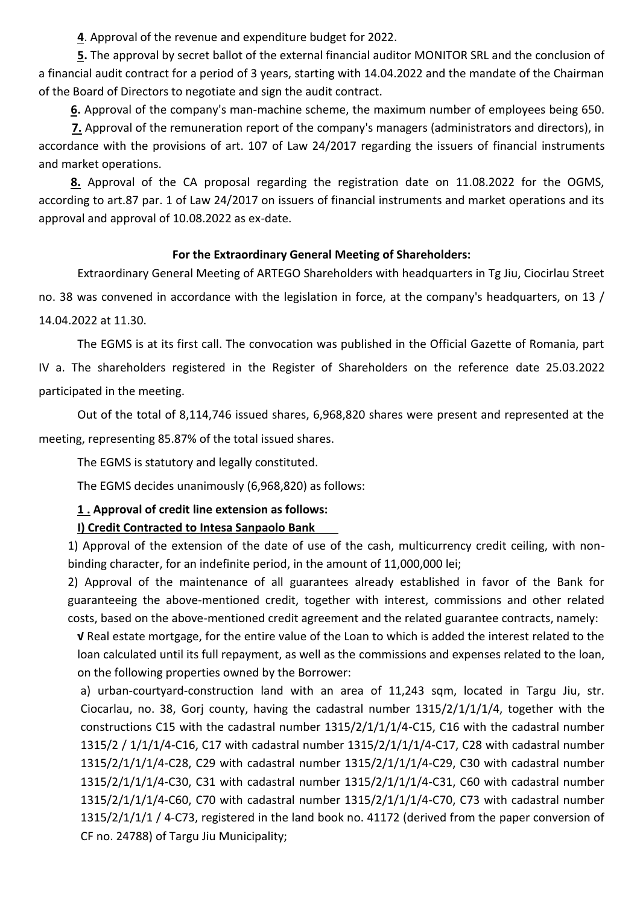**4**. Approval of the revenue and expenditure budget for 2022.

**5.** The approval by secret ballot of the external financial auditor MONITOR SRL and the conclusion of a financial audit contract for a period of 3 years, starting with 14.04.2022 and the mandate of the Chairman of the Board of Directors to negotiate and sign the audit contract.

**6.** Approval of the company's man-machine scheme, the maximum number of employees being 650.

**7.** Approval of the remuneration report of the company's managers (administrators and directors), in accordance with the provisions of art. 107 of Law 24/2017 regarding the issuers of financial instruments and market operations.

**8.** Approval of the CA proposal regarding the registration date on 11.08.2022 for the OGMS, according to art.87 par. 1 of Law 24/2017 on issuers of financial instruments and market operations and its approval and approval of 10.08.2022 as ex-date.

**For the Extraordinary General Meeting of Shareholders:**

Extraordinary General Meeting of ARTEGO Shareholders with headquarters in Tg Jiu, Ciocirlau Street no. 38 was convened in accordance with the legislation in force, at the company's headquarters, on 13 / 14.04.2022 at 11.30.

The EGMS is at its first call. The convocation was published in the Official Gazette of Romania, part IV a. The shareholders registered in the Register of Shareholders on the reference date 25.03.2022 participated in the meeting.

Out of the total of 8,114,746 issued shares, 6,968,820 shares were present and represented at the meeting, representing 85.87% of the total issued shares.

The EGMS is statutory and legally constituted.

The EGMS decides unanimously (6,968,820) as follows:

**1 . Approval of credit line extension as follows:**

**I) Credit Contracted to Intesa Sanpaolo Bank**

1) Approval of the extension of the date of use of the cash, multicurrency credit ceiling, with non-binding character, for an indefinite period, in the amount of 11,000,000 lei;

2) Approval of the maintenance of all guarantees already established in favor of the Bank for guaranteeing the above-mentioned credit, together with interest, commissions and other related costs, based on the above-mentioned credit agreement and the related guarantee contracts, namely:

√ Real estate mortgage, for the entire value of the Loan to which is added the interest related to the loan calculated until its full repayment, as well as the commissions and expenses related to the loan, on the following properties owned by the Borrower:

a) urban-courtyard-construction land with an area of 11,243 sqm, located in Targu Jiu, str. Ciocarlau, no. 38, Gorj county, having the cadastral number 1315/2/1/1/1/4, together with the constructions C15 with the cadastral number 1315/2/1/1/1/4-C15, C16 with the cadastral number 1315/2 / 1/1/1/4-C16, C17 with cadastral number 1315/2/1/1/1/4-C17, C28 with cadastral number 1315/2/1/1/1/4-C28, C29 with cadastral number 1315/2/1/1/1/4-C29, C30 with cadastral number 1315/2/1/1/1/4-C30, C31 with cadastral number 1315/2/1/1/1/4-C31, C60 with cadastral number 1315/2/1/1/1/4-C60, C70 with cadastral number 1315/2/1/1/1/4-C70, C73 with cadastral number 1315/2/1/1/1 / 4-C73, registered in the land book no. 41172 (derived from the paper conversion of CF no. 24788) of Targu Jiu Municipality;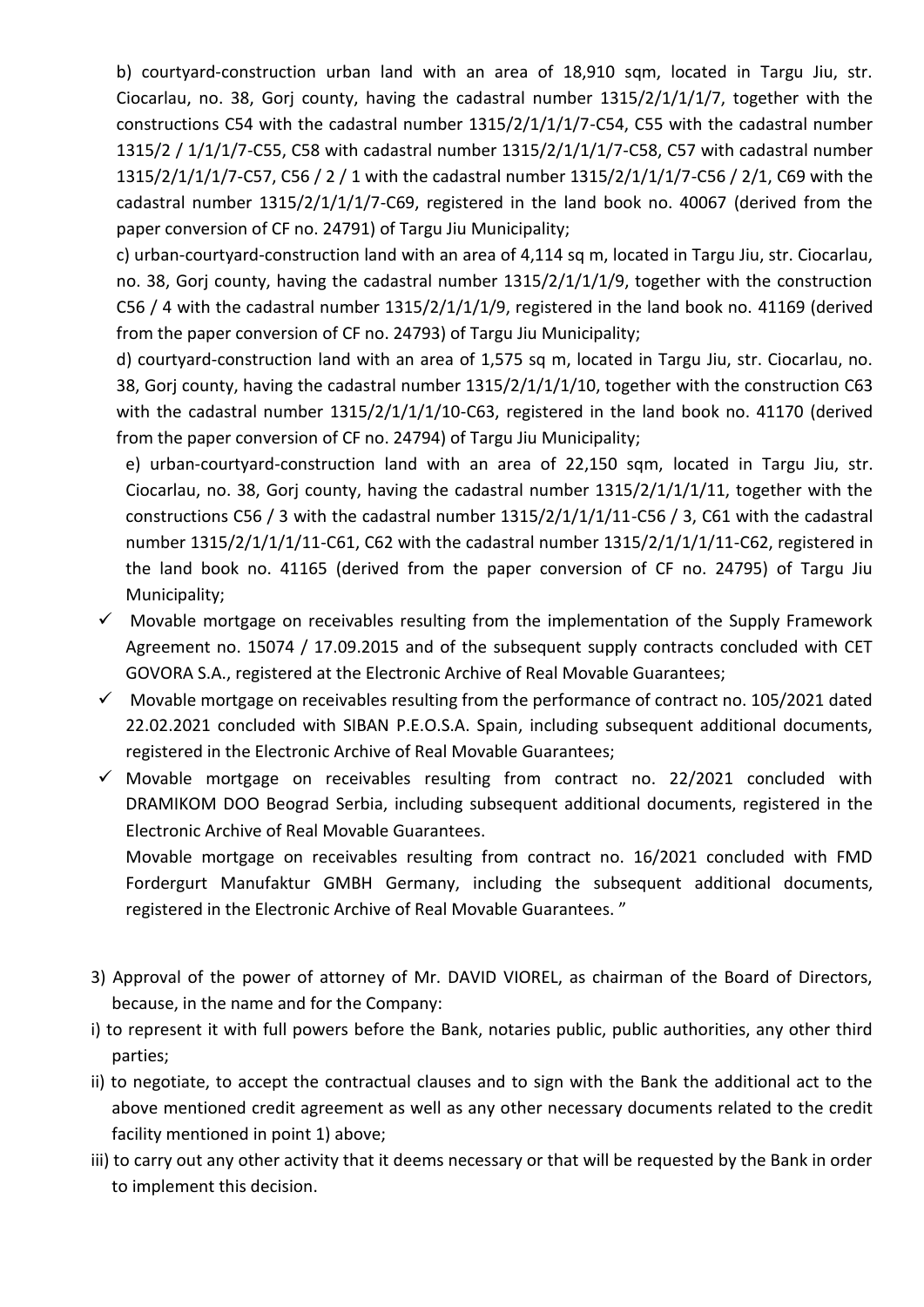b) courtyard-construction urban land with an area of 18,910 sqm, located in Targu Jiu, str. Ciocarlau, no. 38, Gorj county, having the cadastral number 1315/2/1/1/1/7, together with the constructions C54 with the cadastral number 1315/2/1/1/1/7-C54, C55 with the cadastral number 1315/2 / 1/1/1/7-C55, C58 with cadastral number 1315/2/1/1/1/7-C58, C57 with cadastral number 1315/2/1/1/1/7-C57, C56 / 2 / 1 with the cadastral number 1315/2/1/1/1/7-C56 / 2/1, C69 with the cadastral number 1315/2/1/1/1/7-C69, registered in the land book no. 40067 (derived from the paper conversion of CF no. 24791) of Targu Jiu Municipality;

c) urban-courtyard-construction land with an area of 4,114 sq m, located in Targu Jiu, str. Ciocarlau, no. 38, Gorj county, having the cadastral number 1315/2/1/1/1/9, together with the construction C56 / 4 with the cadastral number 1315/2/1/1/1/9, registered in the land book no. 41169 (derived from the paper conversion of CF no. 24793) of Targu Jiu Municipality;

d) courtyard-construction land with an area of 1,575 sq m, located in Targu Jiu, str. Ciocarlau, no. 38, Gorj county, having the cadastral number 1315/2/1/1/1/10, together with the construction C63 with the cadastral number 1315/2/1/1/1/10-C63, registered in the land book no. 41170 (derived from the paper conversion of CF no. 24794) of Targu Jiu Municipality;

e) urban-courtyard-construction land with an area of 22,150 sqm, located in Targu Jiu, str. Ciocarlau, no. 38, Gorj county, having the cadastral number 1315/2/1/1/1/11, together with the constructions C56 / 3 with the cadastral number 1315/2/1/1/1/11-C56 / 3, C61 with the cadastral number 1315/2/1/1/1/11-C61, C62 with the cadastral number 1315/2/1/1/1/11-C62, registered in the land book no. 41165 (derived from the paper conversion of CF no. 24795) of Targu Jiu Municipality;

- ✓ Movable mortgage on receivables resulting from the implementation of the Supply Framework Agreement no. 15074 / 17.09.2015 and of the subsequent supply contracts concluded with CET GOVORA S.A., registered at the Electronic Archive of Real Movable Guarantees;
- ✓ Movable mortgage on receivables resulting from the performance of contract no. 105/2021 dated 22.02.2021 concluded with SIBAN P.E.O.S.A. Spain, including subsequent additional documents, registered in the Electronic Archive of Real Movable Guarantees;
- ✓ Movable mortgage on receivables resulting from contract no. 22/2021 concluded with DRAMIKOM DOO Beograd Serbia, including subsequent additional documents, registered in the Electronic Archive of Real Movable Guarantees.

  Movable mortgage on receivables resulting from contract no. 16/2021 concluded with FMD Fordergurt Manufaktur GMBH Germany, including the subsequent additional documents, registered in the Electronic Archive of Real Movable Guarantees. "

3) Approval of the power of attorney of Mr. DAVID VIOREL, as chairman of the Board of Directors, because, in the name and for the Company:

i) to represent it with full powers before the Bank, notaries public, public authorities, any other third parties;

ii) to negotiate, to accept the contractual clauses and to sign with the Bank the additional act to the above mentioned credit agreement as well as any other necessary documents related to the credit facility mentioned in point 1) above;

iii) to carry out any other activity that it deems necessary or that will be requested by the Bank in order to implement this decision.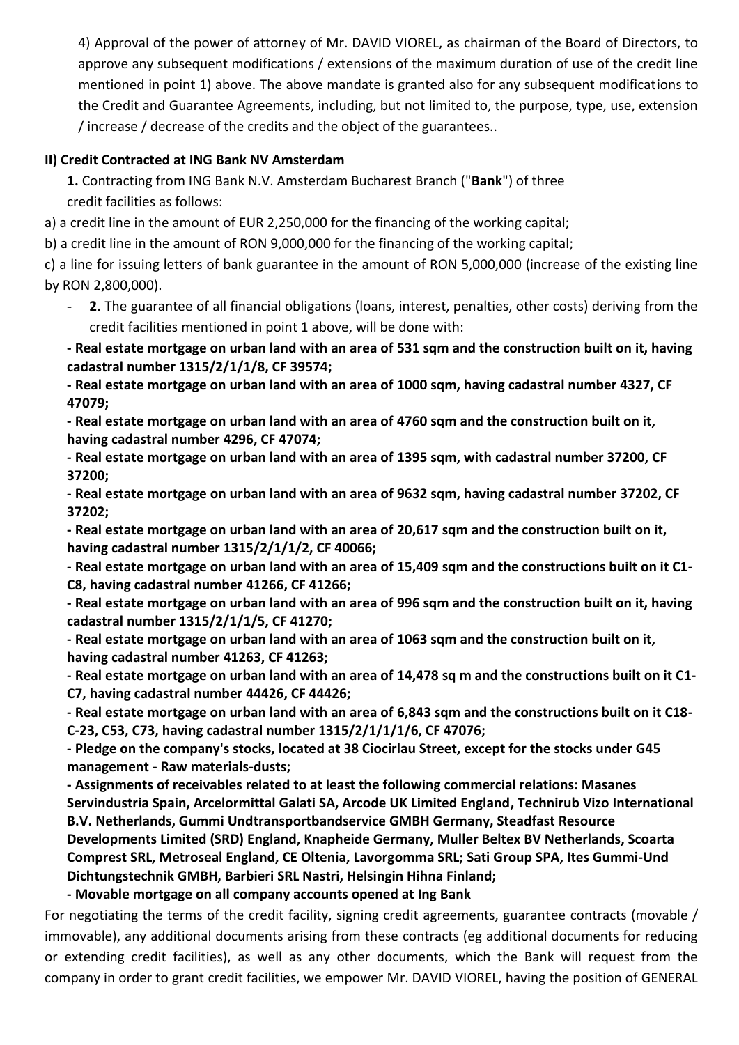4) Approval of the power of attorney of Mr. DAVID VIOREL, as chairman of the Board of Directors, to approve any subsequent modifications / extensions of the maximum duration of use of the credit line mentioned in point 1) above. The above mandate is granted also for any subsequent modifications to the Credit and Guarantee Agreements, including, but not limited to, the purpose, type, use, extension / increase / decrease of the credits and the object of the guarantees..

**II) Credit Contracted at ING Bank NV Amsterdam**

**1.** Contracting from ING Bank N.V. Amsterdam Bucharest Branch ("**Bank**") of three credit facilities as follows:

a) a credit line in the amount of EUR 2,250,000 for the financing of the working capital;

b) a credit line in the amount of RON 9,000,000 for the financing of the working capital;

c) a line for issuing letters of bank guarantee in the amount of RON 5,000,000 (increase of the existing line by RON 2,800,000).

- **2.** The guarantee of all financial obligations (loans, interest, penalties, other costs) deriving from the credit facilities mentioned in point 1 above, will be done with:

**- Real estate mortgage on urban land with an area of 531 sqm and the construction built on it, having cadastral number 1315/2/1/1/8, CF 39574;**

**- Real estate mortgage on urban land with an area of 1000 sqm, having cadastral number 4327, CF 47079;**

**- Real estate mortgage on urban land with an area of 4760 sqm and the construction built on it, having cadastral number 4296, CF 47074;**

**- Real estate mortgage on urban land with an area of 1395 sqm, with cadastral number 37200, CF 37200;**

**- Real estate mortgage on urban land with an area of 9632 sqm, having cadastral number 37202, CF 37202;**

**- Real estate mortgage on urban land with an area of 20,617 sqm and the construction built on it, having cadastral number 1315/2/1/1/2, CF 40066;**

**- Real estate mortgage on urban land with an area of 15,409 sqm and the constructions built on it C1-C8, having cadastral number 41266, CF 41266;**

**- Real estate mortgage on urban land with an area of 996 sqm and the construction built on it, having cadastral number 1315/2/1/1/5, CF 41270;**

**- Real estate mortgage on urban land with an area of 1063 sqm and the construction built on it, having cadastral number 41263, CF 41263;**

**- Real estate mortgage on urban land with an area of 14,478 sq m and the constructions built on it C1-C7, having cadastral number 44426, CF 44426;**

**- Real estate mortgage on urban land with an area of 6,843 sqm and the constructions built on it C18-C-23, C53, C73, having cadastral number 1315/2/1/1/1/6, CF 47076;**

**- Pledge on the company's stocks, located at 38 Ciocirlau Street, except for the stocks under G45 management - Raw materials-dusts;**

**- Assignments of receivables related to at least the following commercial relations: Masanes Servindustria Spain, Arcelormittal Galati SA, Arcode UK Limited England, Technirub Vizo International B.V. Netherlands, Gummi Undtransportbandservice GMBH Germany, Steadfast Resource Developments Limited (SRD) England, Knapheide Germany, Muller Beltex BV Netherlands, Scoarta Comprest SRL, Metroseal England, CE Oltenia, Lavorgomma SRL; Sati Group SPA, Ites Gummi-Und Dichtungstechnik GMBH, Barbieri SRL Nastri, Helsingin Hihna Finland;**

**- Movable mortgage on all company accounts opened at Ing Bank**

For negotiating the terms of the credit facility, signing credit agreements, guarantee contracts (movable / immovable), any additional documents arising from these contracts (eg additional documents for reducing or extending credit facilities), as well as any other documents, which the Bank will request from the company in order to grant credit facilities, we empower Mr. DAVID VIOREL, having the position of GENERAL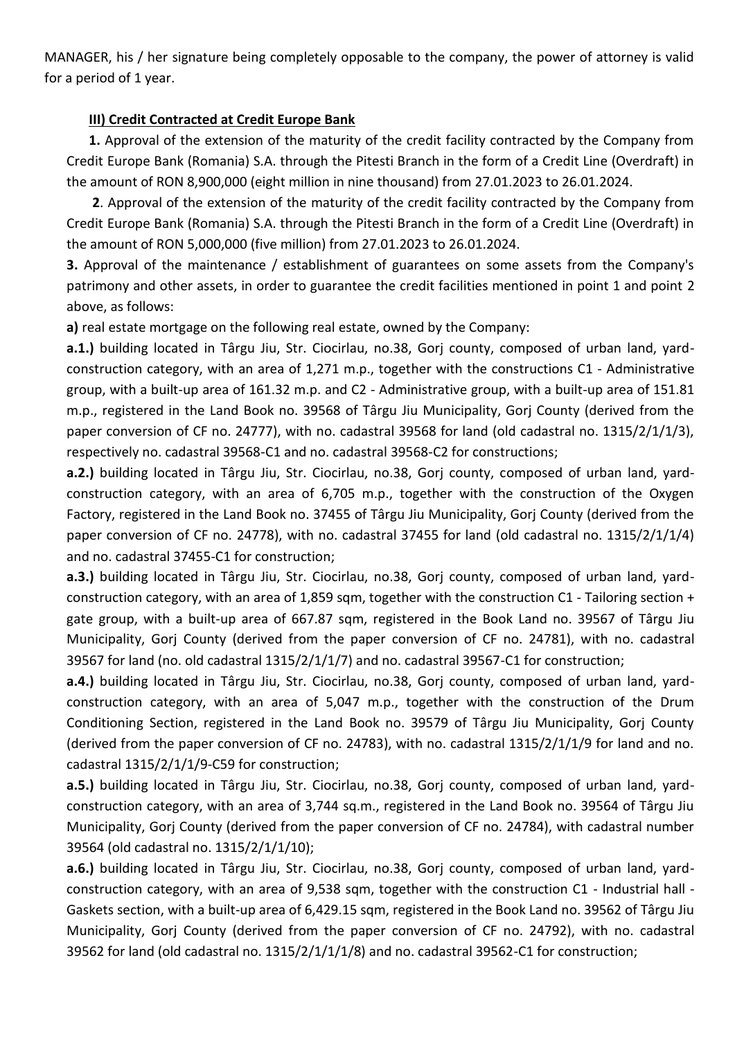MANAGER, his / her signature being completely opposable to the company, the power of attorney is valid for a period of 1 year.

**III) Credit Contracted at Credit Europe Bank**

**1.** Approval of the extension of the maturity of the credit facility contracted by the Company from Credit Europe Bank (Romania) S.A. through the Pitesti Branch in the form of a Credit Line (Overdraft) in the amount of RON 8,900,000 (eight million in nine thousand) from 27.01.2023 to 26.01.2024.

**2**. Approval of the extension of the maturity of the credit facility contracted by the Company from Credit Europe Bank (Romania) S.A. through the Pitesti Branch in the form of a Credit Line (Overdraft) in the amount of RON 5,000,000 (five million) from 27.01.2023 to 26.01.2024.

**3.** Approval of the maintenance / establishment of guarantees on some assets from the Company's patrimony and other assets, in order to guarantee the credit facilities mentioned in point 1 and point 2 above, as follows:

**a)** real estate mortgage on the following real estate, owned by the Company:

**a.1.)** building located in Târgu Jiu, Str. Ciocirlau, no.38, Gorj county, composed of urban land, yard-construction category, with an area of 1,271 m.p., together with the constructions C1 - Administrative group, with a built-up area of 161.32 m.p. and C2 - Administrative group, with a built-up area of 151.81 m.p., registered in the Land Book no. 39568 of Târgu Jiu Municipality, Gorj County (derived from the paper conversion of CF no. 24777), with no. cadastral 39568 for land (old cadastral no. 1315/2/1/1/3), respectively no. cadastral 39568-C1 and no. cadastral 39568-C2 for constructions;

**a.2.)** building located in Târgu Jiu, Str. Ciocirlau, no.38, Gorj county, composed of urban land, yard-construction category, with an area of 6,705 m.p., together with the construction of the Oxygen Factory, registered in the Land Book no. 37455 of Târgu Jiu Municipality, Gorj County (derived from the paper conversion of CF no. 24778), with no. cadastral 37455 for land (old cadastral no. 1315/2/1/1/4) and no. cadastral 37455-C1 for construction;

**a.3.)** building located in Târgu Jiu, Str. Ciocirlau, no.38, Gorj county, composed of urban land, yard-construction category, with an area of 1,859 sqm, together with the construction C1 - Tailoring section + gate group, with a built-up area of 667.87 sqm, registered in the Book Land no. 39567 of Târgu Jiu Municipality, Gorj County (derived from the paper conversion of CF no. 24781), with no. cadastral 39567 for land (no. old cadastral 1315/2/1/1/7) and no. cadastral 39567-C1 for construction;

**a.4.)** building located in Târgu Jiu, Str. Ciocirlau, no.38, Gorj county, composed of urban land, yard-construction category, with an area of 5,047 m.p., together with the construction of the Drum Conditioning Section, registered in the Land Book no. 39579 of Târgu Jiu Municipality, Gorj County (derived from the paper conversion of CF no. 24783), with no. cadastral 1315/2/1/1/9 for land and no. cadastral 1315/2/1/1/9-C59 for construction;

**a.5.)** building located in Târgu Jiu, Str. Ciocirlau, no.38, Gorj county, composed of urban land, yard-construction category, with an area of 3,744 sq.m., registered in the Land Book no. 39564 of Târgu Jiu Municipality, Gorj County (derived from the paper conversion of CF no. 24784), with cadastral number 39564 (old cadastral no. 1315/2/1/1/10);

**a.6.)** building located in Târgu Jiu, Str. Ciocirlau, no.38, Gorj county, composed of urban land, yard-construction category, with an area of 9,538 sqm, together with the construction C1 - Industrial hall - Gaskets section, with a built-up area of 6,429.15 sqm, registered in the Book Land no. 39562 of Târgu Jiu Municipality, Gorj County (derived from the paper conversion of CF no. 24792), with no. cadastral 39562 for land (old cadastral no. 1315/2/1/1/1/8) and no. cadastral 39562-C1 for construction;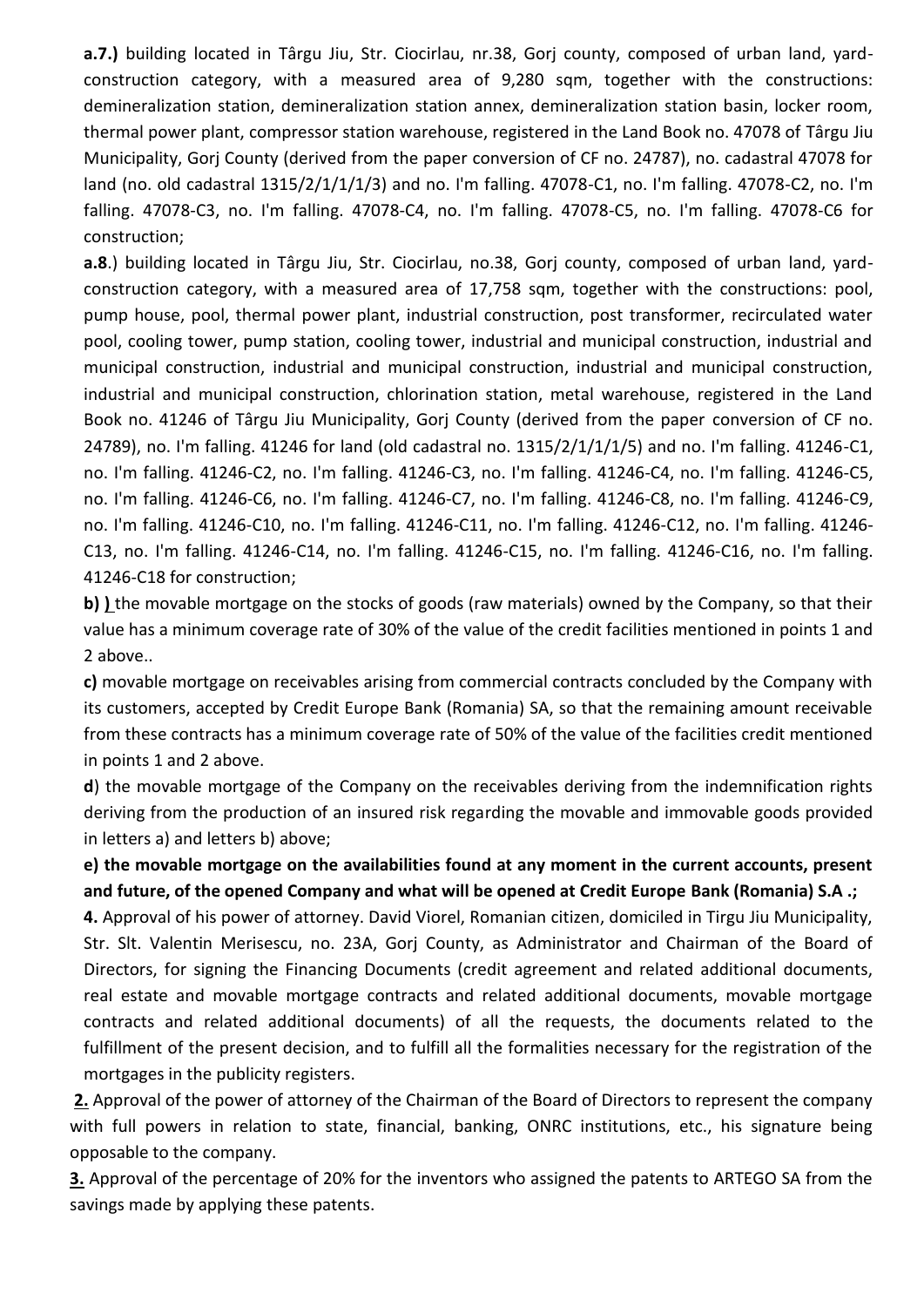**a.7.)** building located in Târgu Jiu, Str. Ciocirlau, nr.38, Gorj county, composed of urban land, yard-construction category, with a measured area of 9,280 sqm, together with the constructions: demineralization station, demineralization station annex, demineralization station basin, locker room, thermal power plant, compressor station warehouse, registered in the Land Book no. 47078 of Târgu Jiu Municipality, Gorj County (derived from the paper conversion of CF no. 24787), no. cadastral 47078 for land (no. old cadastral 1315/2/1/1/1/3) and no. I'm falling. 47078-C1, no. I'm falling. 47078-C2, no. I'm falling. 47078-C3, no. I'm falling. 47078-C4, no. I'm falling. 47078-C5, no. I'm falling. 47078-C6 for construction;

**a.8**.) building located in Târgu Jiu, Str. Ciocirlau, no.38, Gorj county, composed of urban land, yard-construction category, with a measured area of 17,758 sqm, together with the constructions: pool, pump house, pool, thermal power plant, industrial construction, post transformer, recirculated water pool, cooling tower, pump station, cooling tower, industrial and municipal construction, industrial and municipal construction, industrial and municipal construction, industrial and municipal construction, industrial and municipal construction, chlorination station, metal warehouse, registered in the Land Book no. 41246 of Târgu Jiu Municipality, Gorj County (derived from the paper conversion of CF no. 24789), no. I'm falling. 41246 for land (old cadastral no. 1315/2/1/1/1/5) and no. I'm falling. 41246-C1, no. I'm falling. 41246-C2, no. I'm falling. 41246-C3, no. I'm falling. 41246-C4, no. I'm falling. 41246-C5, no. I'm falling. 41246-C6, no. I'm falling. 41246-C7, no. I'm falling. 41246-C8, no. I'm falling. 41246-C9, no. I'm falling. 41246-C10, no. I'm falling. 41246-C11, no. I'm falling. 41246-C12, no. I'm falling. 41246-C13, no. I'm falling. 41246-C14, no. I'm falling. 41246-C15, no. I'm falling. 41246-C16, no. I'm falling. 41246-C18 for construction;

**b) )** the movable mortgage on the stocks of goods (raw materials) owned by the Company, so that their value has a minimum coverage rate of 30% of the value of the credit facilities mentioned in points 1 and 2 above..

**c)** movable mortgage on receivables arising from commercial contracts concluded by the Company with its customers, accepted by Credit Europe Bank (Romania) SA, so that the remaining amount receivable from these contracts has a minimum coverage rate of 50% of the value of the facilities credit mentioned in points 1 and 2 above.

**d**) the movable mortgage of the Company on the receivables deriving from the indemnification rights deriving from the production of an insured risk regarding the movable and immovable goods provided in letters a) and letters b) above;

**e) the movable mortgage on the availabilities found at any moment in the current accounts, present and future, of the opened Company and what will be opened at Credit Europe Bank (Romania) S.A .;**

**4.** Approval of his power of attorney. David Viorel, Romanian citizen, domiciled in Tirgu Jiu Municipality, Str. Slt. Valentin Merisescu, no. 23A, Gorj County, as Administrator and Chairman of the Board of Directors, for signing the Financing Documents (credit agreement and related additional documents, real estate and movable mortgage contracts and related additional documents, movable mortgage contracts and related additional documents) of all the requests, the documents related to the fulfillment of the present decision, and to fulfill all the formalities necessary for the registration of the mortgages in the publicity registers.

**2.** Approval of the power of attorney of the Chairman of the Board of Directors to represent the company with full powers in relation to state, financial, banking, ONRC institutions, etc., his signature being opposable to the company.

**3.** Approval of the percentage of 20% for the inventors who assigned the patents to ARTEGO SA from the savings made by applying these patents.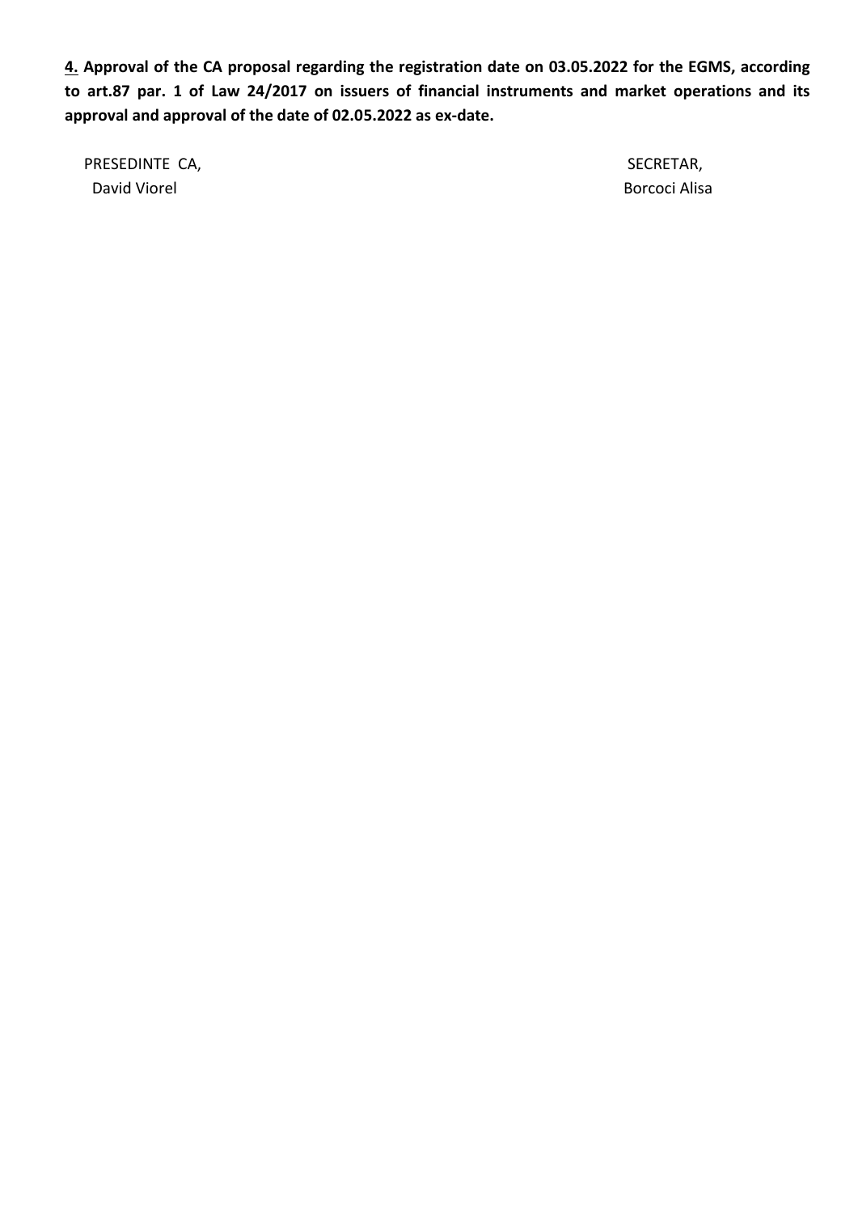**4. Approval of the CA proposal regarding the registration date on 03.05.2022 for the EGMS, according to art.87 par. 1 of Law 24/2017 on issuers of financial instruments and market operations and its approval and approval of the date of 02.05.2022 as ex-date.**

PRESEDINTE CA,
David Viorel

SECRETAR,
Borcoci Alisa